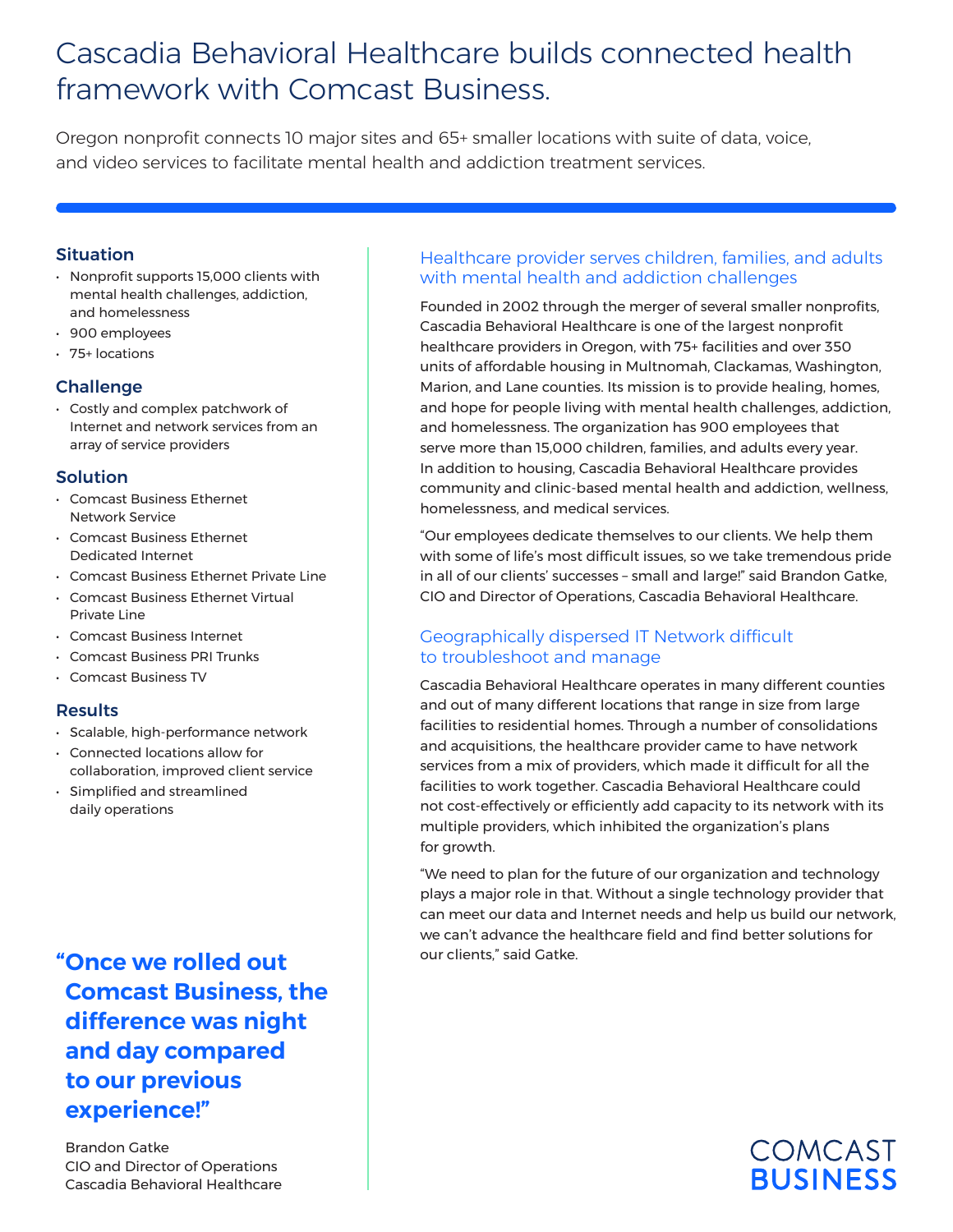# Cascadia Behavioral Healthcare builds connected health framework with Comcast Business.

Oregon nonprofit connects 10 major sites and 65+ smaller locations with suite of data, voice, and video services to facilitate mental health and addiction treatment services.

### Situation

- Nonprofit supports 15,000 clients with mental health challenges, addiction, and homelessness
- 900 employees
- 75+ locations

### Challenge

- Costly and complex patchwork of Internet and network services from an array of service providers

### Solution

- Comcast Business Ethernet Network Service
- Comcast Business Ethernet Dedicated Internet
- Comcast Business Ethernet Private Line
- Comcast Business Ethernet Virtual Private Line
- Comcast Business Internet
- Comcast Business PRI Trunks
- Comcast Business TV

### Results

- Scalable, high-performance network
- Connected locations allow for collaboration, improved client service
- Simplified and streamlined daily operations

**"Once we rolled out Comcast Business, the difference was night and day compared to our previous experience!"**

Brandon Gatke
CIO and Director of Operations
Cascadia Behavioral Healthcare

## Healthcare provider serves children, families, and adults with mental health and addiction challenges

Founded in 2002 through the merger of several smaller nonprofits, Cascadia Behavioral Healthcare is one of the largest nonprofit healthcare providers in Oregon, with 75+ facilities and over 350 units of affordable housing in Multnomah, Clackamas, Washington, Marion, and Lane counties. Its mission is to provide healing, homes, and hope for people living with mental health challenges, addiction, and homelessness. The organization has 900 employees that serve more than 15,000 children, families, and adults every year. In addition to housing, Cascadia Behavioral Healthcare provides community and clinic-based mental health and addiction, wellness, homelessness, and medical services.

"Our employees dedicate themselves to our clients. We help them with some of life's most difficult issues, so we take tremendous pride in all of our clients' successes – small and large!" said Brandon Gatke, CIO and Director of Operations, Cascadia Behavioral Healthcare.

## Geographically dispersed IT Network difficult to troubleshoot and manage

Cascadia Behavioral Healthcare operates in many different counties and out of many different locations that range in size from large facilities to residential homes. Through a number of consolidations and acquisitions, the healthcare provider came to have network services from a mix of providers, which made it difficult for all the facilities to work together. Cascadia Behavioral Healthcare could not cost-effectively or efficiently add capacity to its network with its multiple providers, which inhibited the organization's plans for growth.

"We need to plan for the future of our organization and technology plays a major role in that. Without a single technology provider that can meet our data and Internet needs and help us build our network, we can't advance the healthcare field and find better solutions for our clients," said Gatke.

COMCAST BUSINESS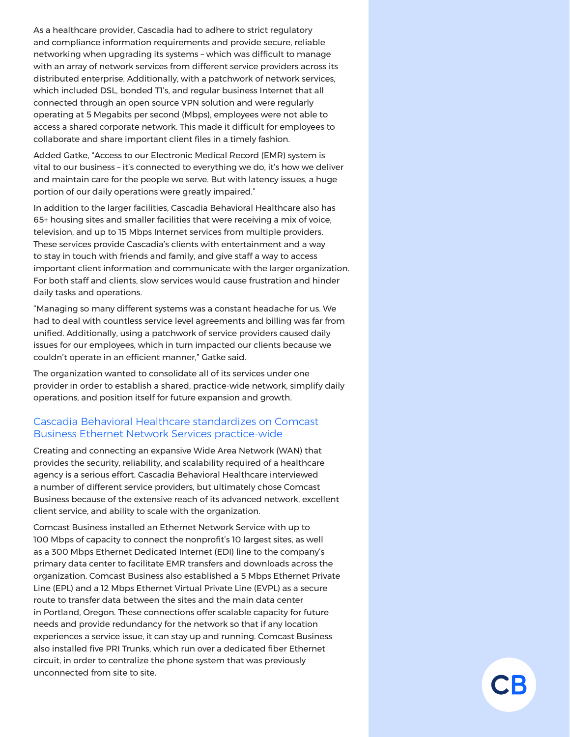As a healthcare provider, Cascadia had to adhere to strict regulatory and compliance information requirements and provide secure, reliable networking when upgrading its systems – which was difficult to manage with an array of network services from different service providers across its distributed enterprise. Additionally, with a patchwork of network services, which included DSL, bonded T1's, and regular business Internet that all connected through an open source VPN solution and were regularly operating at 5 Megabits per second (Mbps), employees were not able to access a shared corporate network. This made it difficult for employees to collaborate and share important client files in a timely fashion.

Added Gatke, "Access to our Electronic Medical Record (EMR) system is vital to our business – it's connected to everything we do, it's how we deliver and maintain care for the people we serve. But with latency issues, a huge portion of our daily operations were greatly impaired."

In addition to the larger facilities, Cascadia Behavioral Healthcare also has 65+ housing sites and smaller facilities that were receiving a mix of voice, television, and up to 15 Mbps Internet services from multiple providers. These services provide Cascadia's clients with entertainment and a way to stay in touch with friends and family, and give staff a way to access important client information and communicate with the larger organization. For both staff and clients, slow services would cause frustration and hinder daily tasks and operations.

"Managing so many different systems was a constant headache for us. We had to deal with countless service level agreements and billing was far from unified. Additionally, using a patchwork of service providers caused daily issues for our employees, which in turn impacted our clients because we couldn't operate in an efficient manner," Gatke said.

The organization wanted to consolidate all of its services under one provider in order to establish a shared, practice-wide network, simplify daily operations, and position itself for future expansion and growth.

## Cascadia Behavioral Healthcare standardizes on Comcast Business Ethernet Network Services practice-wide

Creating and connecting an expansive Wide Area Network (WAN) that provides the security, reliability, and scalability required of a healthcare agency is a serious effort. Cascadia Behavioral Healthcare interviewed a number of different service providers, but ultimately chose Comcast Business because of the extensive reach of its advanced network, excellent client service, and ability to scale with the organization.

Comcast Business installed an Ethernet Network Service with up to 100 Mbps of capacity to connect the nonprofit's 10 largest sites, as well as a 300 Mbps Ethernet Dedicated Internet (EDI) line to the company's primary data center to facilitate EMR transfers and downloads across the organization. Comcast Business also established a 5 Mbps Ethernet Private Line (EPL) and a 12 Mbps Ethernet Virtual Private Line (EVPL) as a secure route to transfer data between the sites and the main data center in Portland, Oregon. These connections offer scalable capacity for future needs and provide redundancy for the network so that if any location experiences a service issue, it can stay up and running. Comcast Business also installed five PRI Trunks, which run over a dedicated fiber Ethernet circuit, in order to centralize the phone system that was previously unconnected from site to site.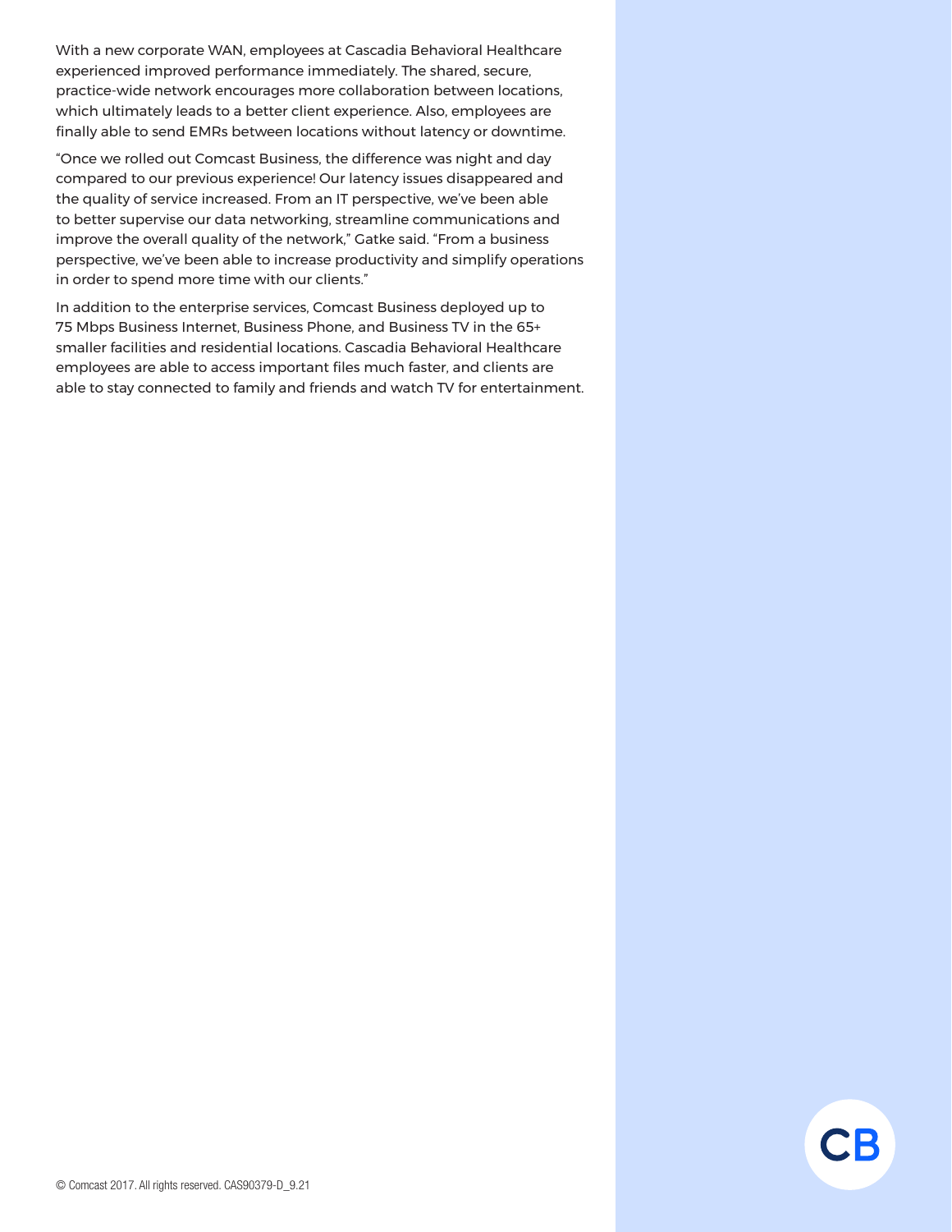With a new corporate WAN, employees at Cascadia Behavioral Healthcare experienced improved performance immediately. The shared, secure, practice-wide network encourages more collaboration between locations, which ultimately leads to a better client experience. Also, employees are finally able to send EMRs between locations without latency or downtime.

"Once we rolled out Comcast Business, the difference was night and day compared to our previous experience! Our latency issues disappeared and the quality of service increased. From an IT perspective, we've been able to better supervise our data networking, streamline communications and improve the overall quality of the network," Gatke said. "From a business perspective, we've been able to increase productivity and simplify operations in order to spend more time with our clients."

In addition to the enterprise services, Comcast Business deployed up to 75 Mbps Business Internet, Business Phone, and Business TV in the 65+ smaller facilities and residential locations. Cascadia Behavioral Healthcare employees are able to access important files much faster, and clients are able to stay connected to family and friends and watch TV for entertainment.

© Comcast 2017. All rights reserved. CAS90379-D_9.21